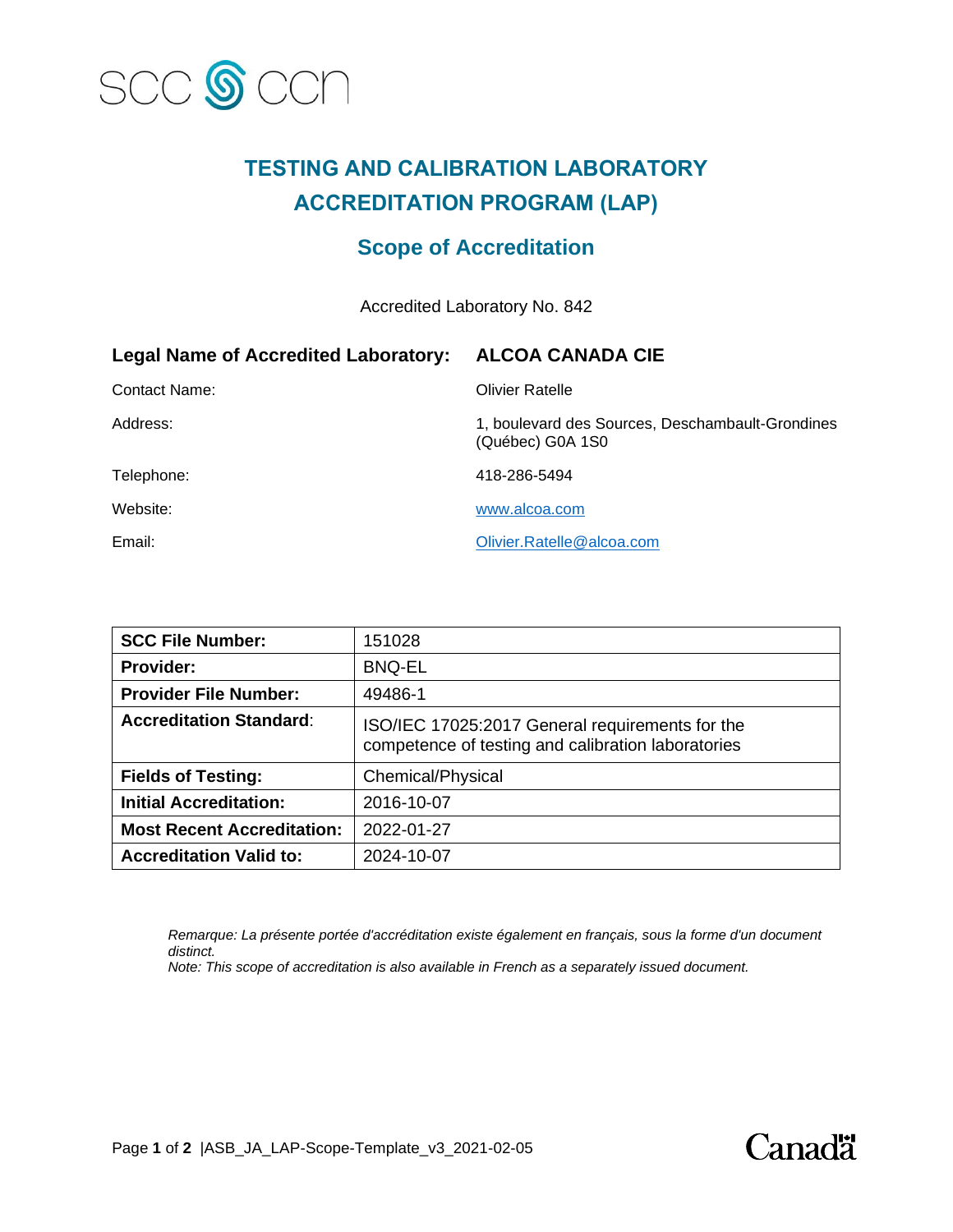# TESTING AND CALIBRATION LABORATORY ACCREDITATION PROGRAM (LAP)

## Scope of Accreditation

Accredited Laboratory No. 842

| | |
|---|---|
| **Legal Name of Accredited Laboratory:** | **ALCOA CANADA CIE** |
| Contact Name: | Olivier Ratelle |
| Address: | 1, boulevard des Sources, Deschambault-Grondines (Québec) G0A 1S0 |
| Telephone: | 418-286-5494 |
| Website: | www.alcoa.com |
| Email: | Olivier.Ratelle@alcoa.com |

| | |
|---|---|
| **SCC File Number:** | 151028 |
| **Provider:** | BNQ-EL |
| **Provider File Number:** | 49486-1 |
| **Accreditation Standard**: | ISO/IEC 17025:2017 General requirements for the competence of testing and calibration laboratories |
| **Fields of Testing:** | Chemical/Physical |
| **Initial Accreditation:** | 2016-10-07 |
| **Most Recent Accreditation:** | 2022-01-27 |
| **Accreditation Valid to:** | 2024-10-07 |

*Remarque: La présente portée d'accréditation existe également en français, sous la forme d'un document distinct.*
*Note: This scope of accreditation is also available in French as a separately issued document.*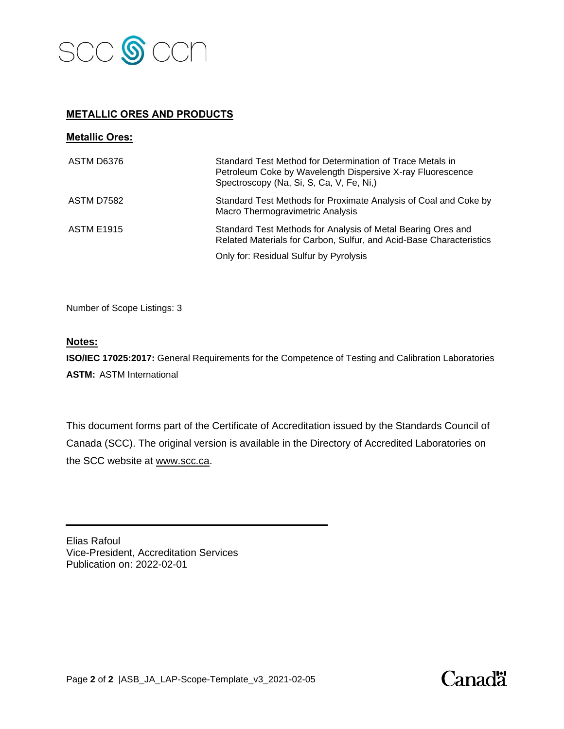## METALLIC ORES AND PRODUCTS

### Metallic Ores:

| | |
|---|---|
| ASTM D6376 | Standard Test Method for Determination of Trace Metals in Petroleum Coke by Wavelength Dispersive X-ray Fluorescence Spectroscopy (Na, Si, S, Ca, V, Fe, Ni,) |
| ASTM D7582 | Standard Test Methods for Proximate Analysis of Coal and Coke by Macro Thermogravimetric Analysis |
| ASTM E1915 | Standard Test Methods for Analysis of Metal Bearing Ores and Related Materials for Carbon, Sulfur, and Acid-Base Characteristics<br><br>Only for: Residual Sulfur by Pyrolysis |

Number of Scope Listings: 3

### Notes:

**ISO/IEC 17025:2017:** General Requirements for the Competence of Testing and Calibration Laboratories

**ASTM:** ASTM International

This document forms part of the Certificate of Accreditation issued by the Standards Council of Canada (SCC). The original version is available in the Directory of Accredited Laboratories on the SCC website at www.scc.ca.

Elias Rafoul
Vice-President, Accreditation Services
Publication on: 2022-02-01